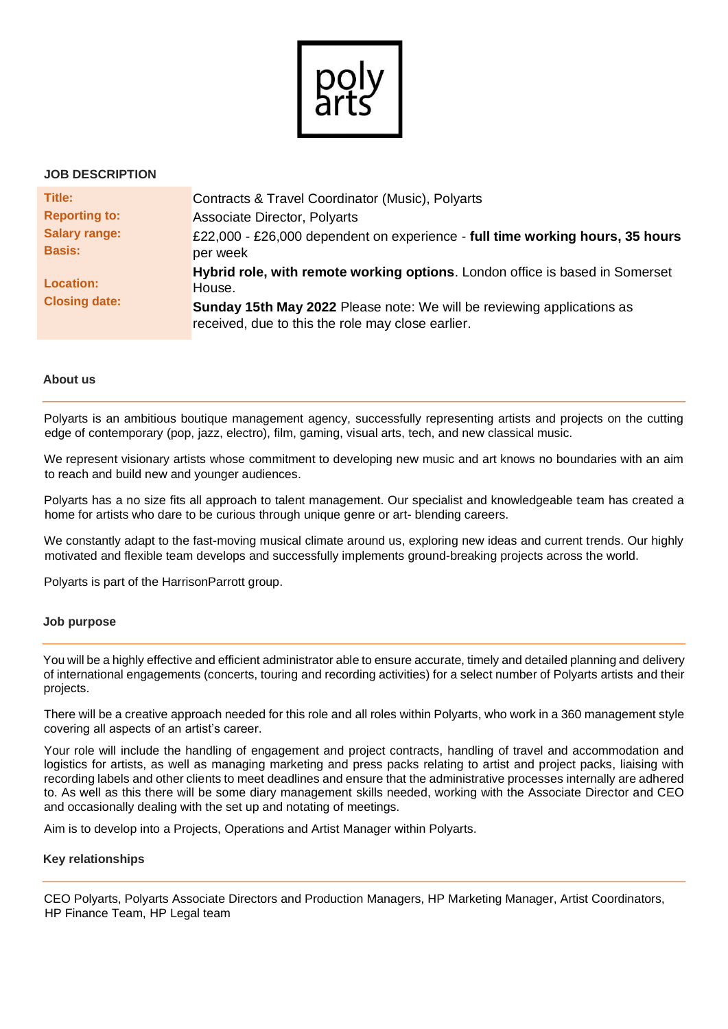poly arts

## JOB DESCRIPTION

| | |
|---|---|
| **Title:** | Contracts & Travel Coordinator (Music), Polyarts |
| **Reporting to:** | Associate Director, Polyarts |
| **Salary range:** | £22,000 - £26,000 dependent on experience - **full time working hours, 35 hours** per week |
| **Basis:** | **Hybrid role, with remote working options**. London office is based in Somerset House. |
| **Location:** | |
| **Closing date:** | **Sunday 15th May 2022** Please note: We will be reviewing applications as received, due to this the role may close earlier. |

### About us

Polyarts is an ambitious boutique management agency, successfully representing artists and projects on the cutting edge of contemporary (pop, jazz, electro), film, gaming, visual arts, tech, and new classical music.

We represent visionary artists whose commitment to developing new music and art knows no boundaries with an aim to reach and build new and younger audiences.

Polyarts has a no size fits all approach to talent management. Our specialist and knowledgeable team has created a home for artists who dare to be curious through unique genre or art- blending careers.

We constantly adapt to the fast-moving musical climate around us, exploring new ideas and current trends. Our highly motivated and flexible team develops and successfully implements ground-breaking projects across the world.

Polyarts is part of the HarrisonParrott group.

### Job purpose

You will be a highly effective and efficient administrator able to ensure accurate, timely and detailed planning and delivery of international engagements (concerts, touring and recording activities) for a select number of Polyarts artists and their projects.

There will be a creative approach needed for this role and all roles within Polyarts, who work in a 360 management style covering all aspects of an artist's career.

Your role will include the handling of engagement and project contracts, handling of travel and accommodation and logistics for artists, as well as managing marketing and press packs relating to artist and project packs, liaising with recording labels and other clients to meet deadlines and ensure that the administrative processes internally are adhered to. As well as this there will be some diary management skills needed, working with the Associate Director and CEO and occasionally dealing with the set up and notating of meetings.

Aim is to develop into a Projects, Operations and Artist Manager within Polyarts.

### Key relationships

CEO Polyarts, Polyarts Associate Directors and Production Managers, HP Marketing Manager, Artist Coordinators, HP Finance Team, HP Legal team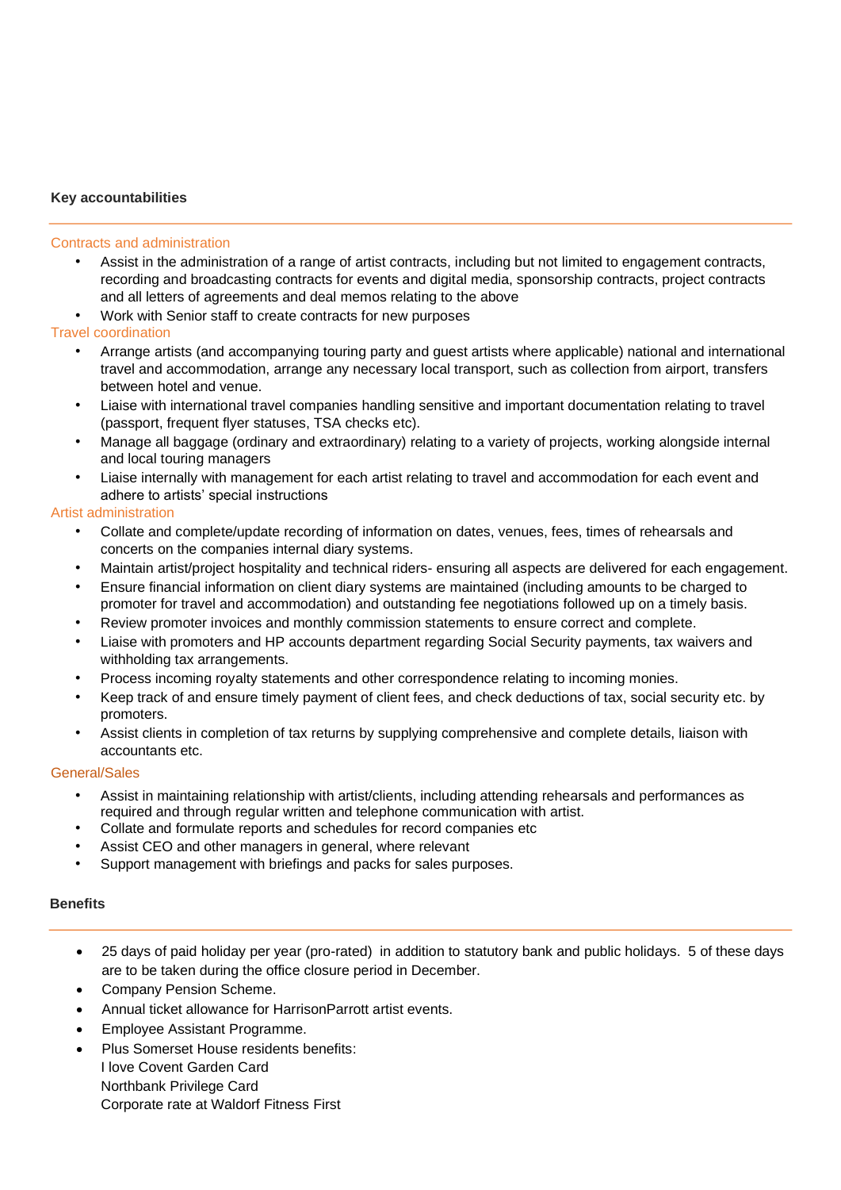## Key accountabilities

### Contracts and administration

- Assist in the administration of a range of artist contracts, including but not limited to engagement contracts, recording and broadcasting contracts for events and digital media, sponsorship contracts, project contracts and all letters of agreements and deal memos relating to the above
- Work with Senior staff to create contracts for new purposes

### Travel coordination

- Arrange artists (and accompanying touring party and guest artists where applicable) national and international travel and accommodation, arrange any necessary local transport, such as collection from airport, transfers between hotel and venue.
- Liaise with international travel companies handling sensitive and important documentation relating to travel (passport, frequent flyer statuses, TSA checks etc).
- Manage all baggage (ordinary and extraordinary) relating to a variety of projects, working alongside internal and local touring managers
- Liaise internally with management for each artist relating to travel and accommodation for each event and adhere to artists' special instructions

### Artist administration

- Collate and complete/update recording of information on dates, venues, fees, times of rehearsals and concerts on the companies internal diary systems.
- Maintain artist/project hospitality and technical riders- ensuring all aspects are delivered for each engagement.
- Ensure financial information on client diary systems are maintained (including amounts to be charged to promoter for travel and accommodation) and outstanding fee negotiations followed up on a timely basis.
- Review promoter invoices and monthly commission statements to ensure correct and complete.
- Liaise with promoters and HP accounts department regarding Social Security payments, tax waivers and withholding tax arrangements.
- Process incoming royalty statements and other correspondence relating to incoming monies.
- Keep track of and ensure timely payment of client fees, and check deductions of tax, social security etc. by promoters.
- Assist clients in completion of tax returns by supplying comprehensive and complete details, liaison with accountants etc.

### General/Sales

- Assist in maintaining relationship with artist/clients, including attending rehearsals and performances as required and through regular written and telephone communication with artist.
- Collate and formulate reports and schedules for record companies etc
- Assist CEO and other managers in general, where relevant
- Support management with briefings and packs for sales purposes.

## Benefits

- 25 days of paid holiday per year (pro-rated) in addition to statutory bank and public holidays. 5 of these days are to be taken during the office closure period in December.
- Company Pension Scheme.
- Annual ticket allowance for HarrisonParrott artist events.
- Employee Assistant Programme.
- Plus Somerset House residents benefits:
  I love Covent Garden Card
  Northbank Privilege Card
  Corporate rate at Waldorf Fitness First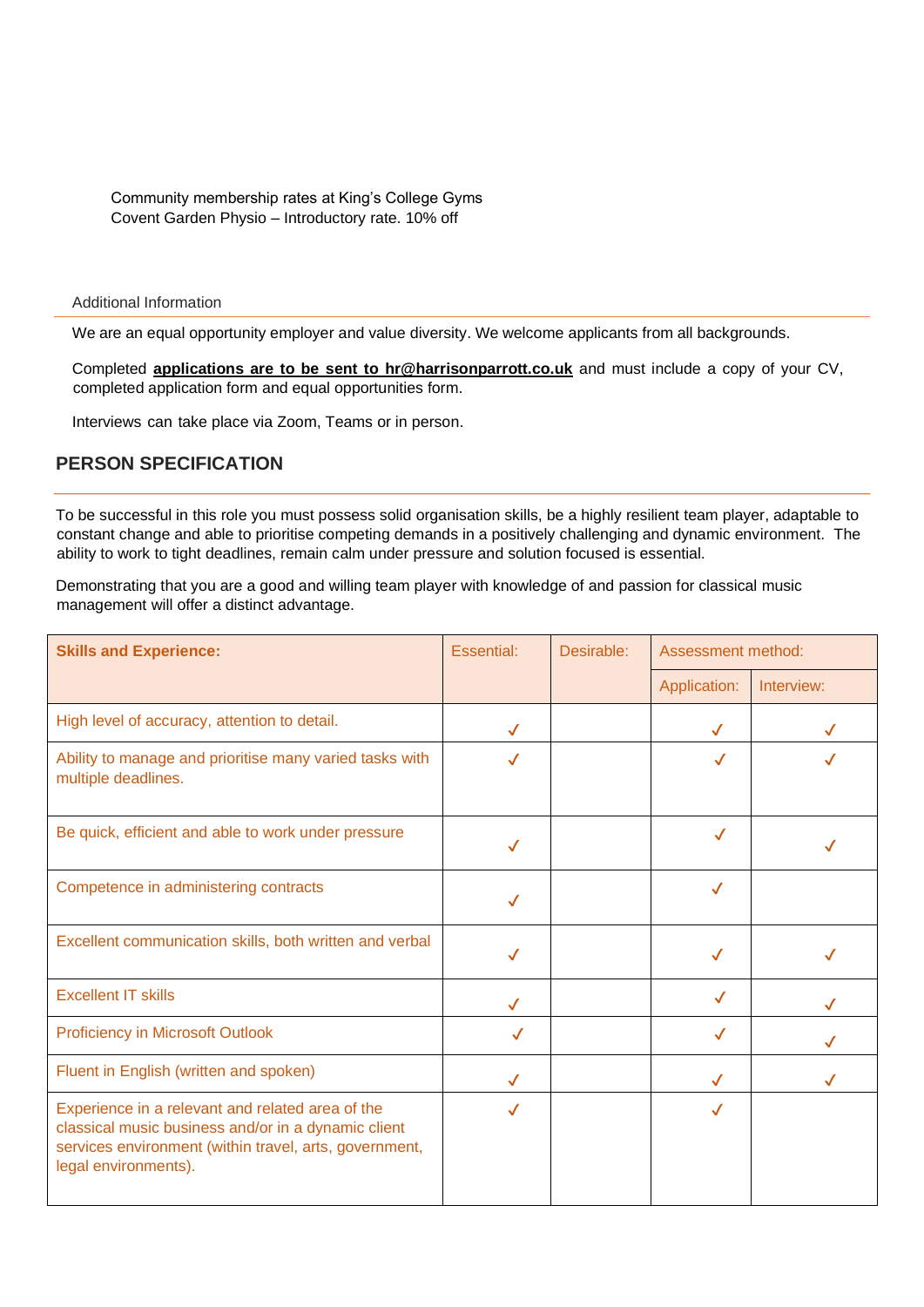Community membership rates at King's College Gyms
Covent Garden Physio – Introductory rate. 10% off

Additional Information

We are an equal opportunity employer and value diversity. We welcome applicants from all backgrounds.

Completed **applications are to be sent to hr@harrisonparrott.co.uk** and must include a copy of your CV, completed application form and equal opportunities form.

Interviews can take place via Zoom, Teams or in person.

## PERSON SPECIFICATION

To be successful in this role you must possess solid organisation skills, be a highly resilient team player, adaptable to constant change and able to prioritise competing demands in a positively challenging and dynamic environment. The ability to work to tight deadlines, remain calm under pressure and solution focused is essential.

Demonstrating that you are a good and willing team player with knowledge of and passion for classical music management will offer a distinct advantage.

| **Skills and Experience:** | Essential: | Desirable: | Assessment method: | |
|---|---|---|---|---|
| | | | Application: | Interview: |
| High level of accuracy, attention to detail. | ✓ | | ✓ | ✓ |
| Ability to manage and prioritise many varied tasks with multiple deadlines. | ✓ | | ✓ | ✓ |
| Be quick, efficient and able to work under pressure | ✓ | | ✓ | ✓ |
| Competence in administering contracts | ✓ | | ✓ | |
| Excellent communication skills, both written and verbal | ✓ | | ✓ | ✓ |
| Excellent IT skills | ✓ | | ✓ | ✓ |
| Proficiency in Microsoft Outlook | ✓ | | ✓ | ✓ |
| Fluent in English (written and spoken) | ✓ | | ✓ | ✓ |
| Experience in a relevant and related area of the classical music business and/or in a dynamic client services environment (within travel, arts, government, legal environments). | ✓ | | ✓ | |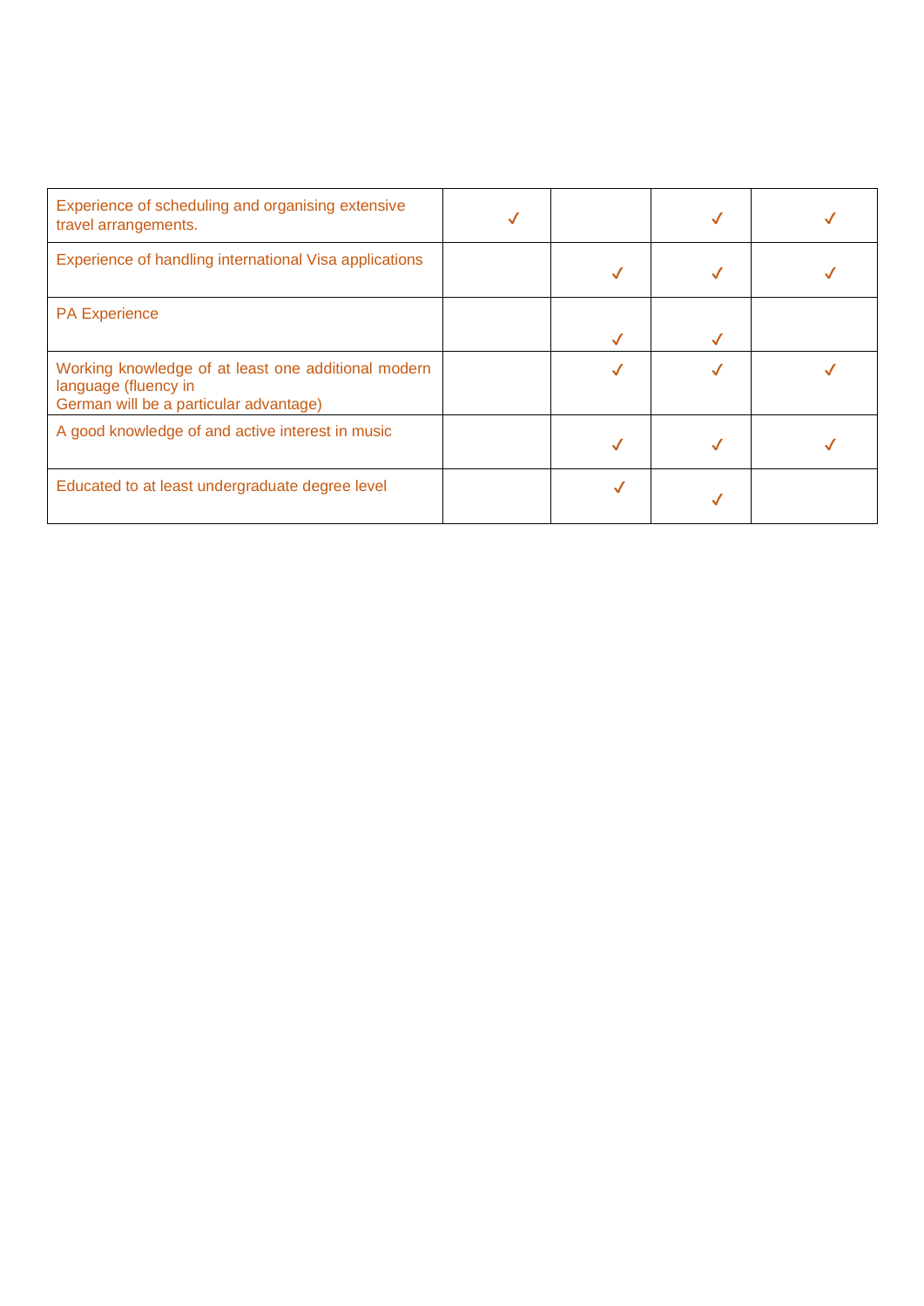| | | | | |
|---|---|---|---|---|
| Experience of scheduling and organising extensive travel arrangements. | ✓ | | ✓ | ✓ |
| Experience of handling international Visa applications | | ✓ | ✓ | ✓ |
| PA Experience | | ✓ | ✓ | |
| Working knowledge of at least one additional modern language (fluency in German will be a particular advantage) | | ✓ | ✓ | ✓ |
| A good knowledge of and active interest in music | | ✓ | ✓ | ✓ |
| Educated to at least undergraduate degree level | | ✓ | ✓ | |